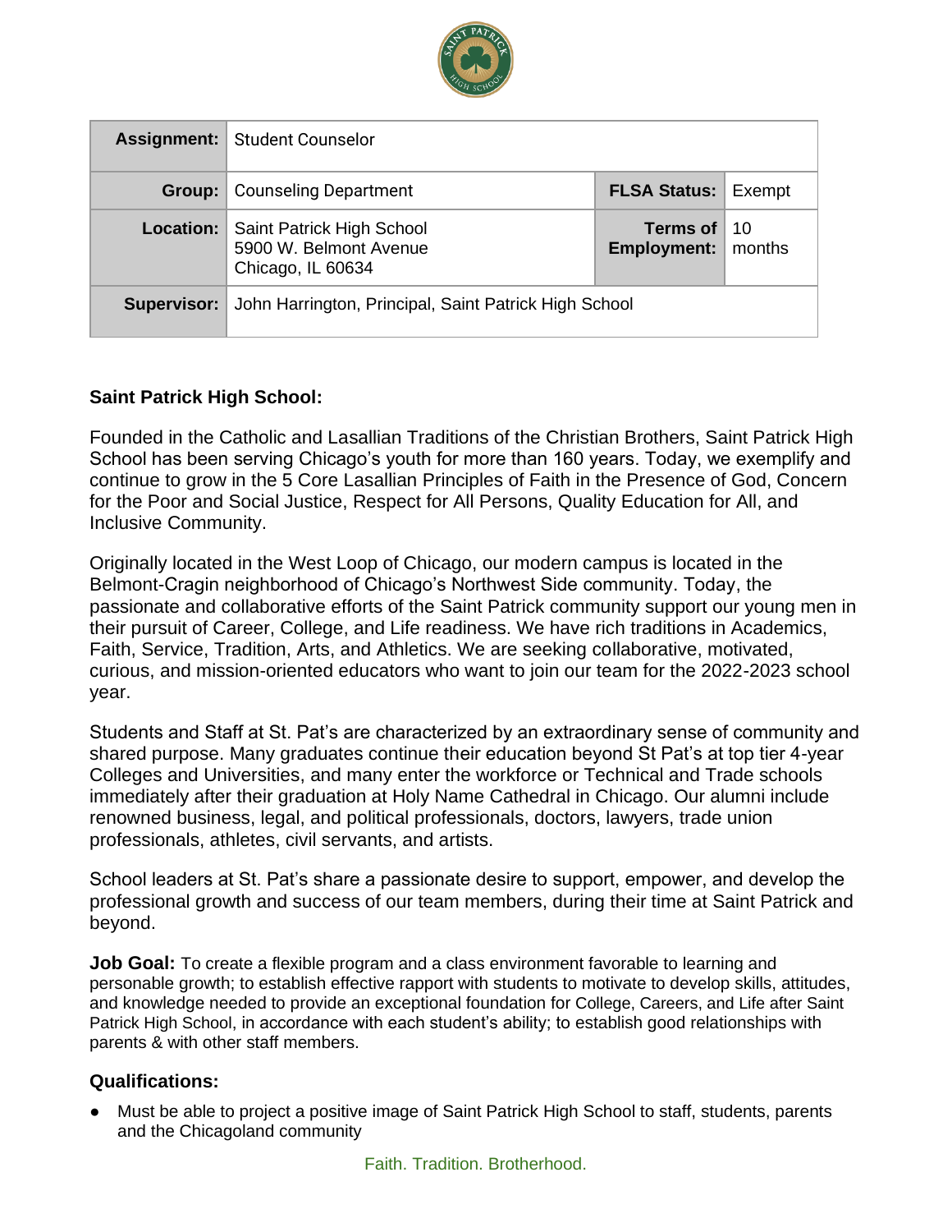| Assignment: | Student Counselor | | |
|---|---|---|---|
| Group: | Counseling Department | FLSA Status: | Exempt |
| Location: | Saint Patrick High School 5900 W. Belmont Avenue Chicago, IL 60634 | Terms of Employment: | 10 months |
| Supervisor: | John Harrington, Principal, Saint Patrick High School | | |

**Saint Patrick High School:**

Founded in the Catholic and Lasallian Traditions of the Christian Brothers, Saint Patrick High School has been serving Chicago's youth for more than 160 years. Today, we exemplify and continue to grow in the 5 Core Lasallian Principles of Faith in the Presence of God, Concern for the Poor and Social Justice, Respect for All Persons, Quality Education for All, and Inclusive Community.

Originally located in the West Loop of Chicago, our modern campus is located in the Belmont-Cragin neighborhood of Chicago's Northwest Side community. Today, the passionate and collaborative efforts of the Saint Patrick community support our young men in their pursuit of Career, College, and Life readiness. We have rich traditions in Academics, Faith, Service, Tradition, Arts, and Athletics. We are seeking collaborative, motivated, curious, and mission-oriented educators who want to join our team for the 2022-2023 school year.

Students and Staff at St. Pat's are characterized by an extraordinary sense of community and shared purpose. Many graduates continue their education beyond St Pat's at top tier 4-year Colleges and Universities, and many enter the workforce or Technical and Trade schools immediately after their graduation at Holy Name Cathedral in Chicago. Our alumni include renowned business, legal, and political professionals, doctors, lawyers, trade union professionals, athletes, civil servants, and artists.

School leaders at St. Pat's share a passionate desire to support, empower, and develop the professional growth and success of our team members, during their time at Saint Patrick and beyond.

**Job Goal:** To create a flexible program and a class environment favorable to learning and personable growth; to establish effective rapport with students to motivate to develop skills, attitudes, and knowledge needed to provide an exceptional foundation for College, Careers, and Life after Saint Patrick High School, in accordance with each student's ability; to establish good relationships with parents & with other staff members.

## Qualifications:

- Must be able to project a positive image of Saint Patrick High School to staff, students, parents and the Chicagoland community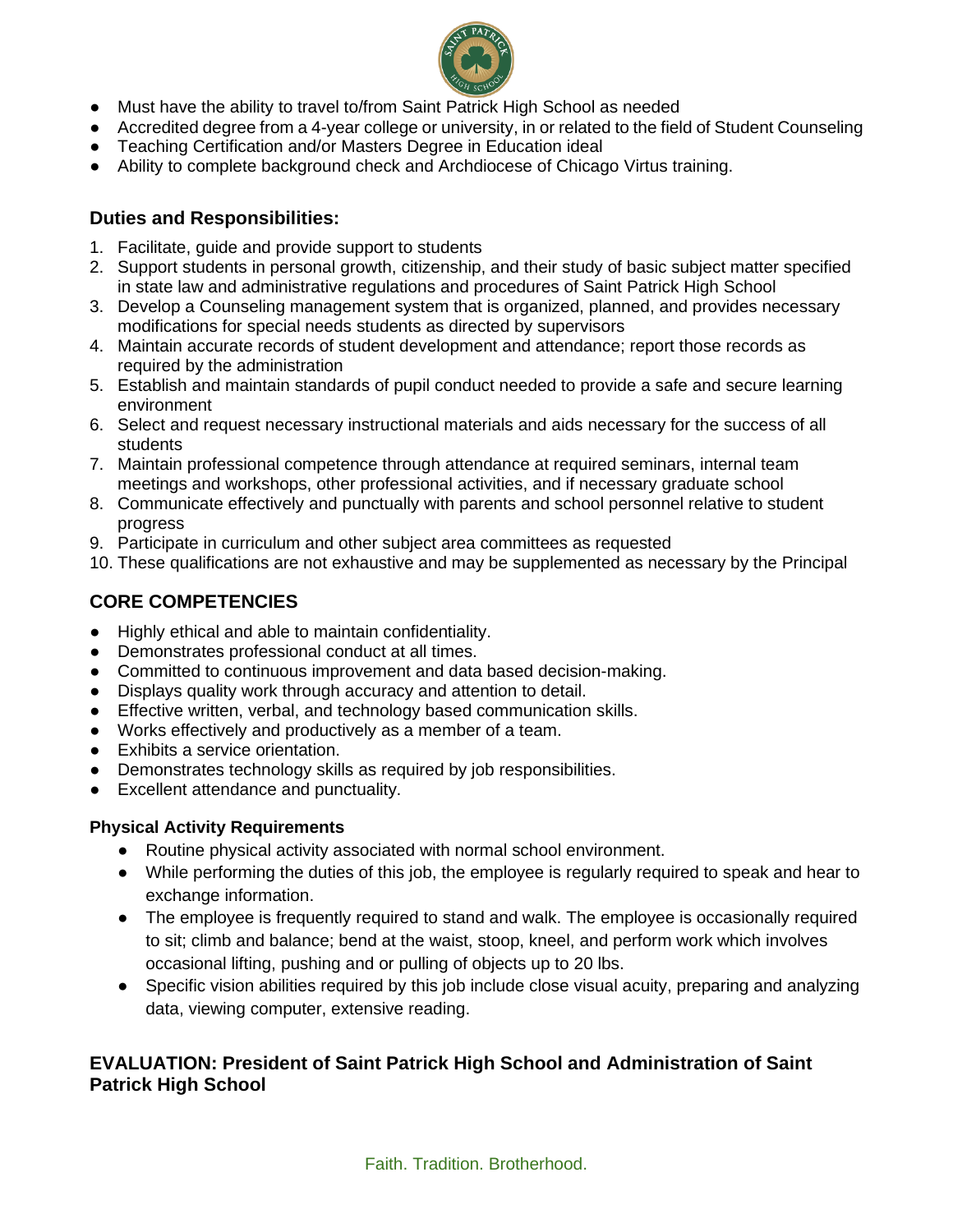- Must have the ability to travel to/from Saint Patrick High School as needed
- Accredited degree from a 4-year college or university, in or related to the field of Student Counseling
- Teaching Certification and/or Masters Degree in Education ideal
- Ability to complete background check and Archdiocese of Chicago Virtus training.

### Duties and Responsibilities:

1. Facilitate, guide and provide support to students
2. Support students in personal growth, citizenship, and their study of basic subject matter specified in state law and administrative regulations and procedures of Saint Patrick High School
3. Develop a Counseling management system that is organized, planned, and provides necessary modifications for special needs students as directed by supervisors
4. Maintain accurate records of student development and attendance; report those records as required by the administration
5. Establish and maintain standards of pupil conduct needed to provide a safe and secure learning environment
6. Select and request necessary instructional materials and aids necessary for the success of all students
7. Maintain professional competence through attendance at required seminars, internal team meetings and workshops, other professional activities, and if necessary graduate school
8. Communicate effectively and punctually with parents and school personnel relative to student progress
9. Participate in curriculum and other subject area committees as requested
10. These qualifications are not exhaustive and may be supplemented as necessary by the Principal

## CORE COMPETENCIES

- Highly ethical and able to maintain confidentiality.
- Demonstrates professional conduct at all times.
- Committed to continuous improvement and data based decision-making.
- Displays quality work through accuracy and attention to detail.
- Effective written, verbal, and technology based communication skills.
- Works effectively and productively as a member of a team.
- Exhibits a service orientation.
- Demonstrates technology skills as required by job responsibilities.
- Excellent attendance and punctuality.

#### Physical Activity Requirements

- Routine physical activity associated with normal school environment.
- While performing the duties of this job, the employee is regularly required to speak and hear to exchange information.
- The employee is frequently required to stand and walk. The employee is occasionally required to sit; climb and balance; bend at the waist, stoop, kneel, and perform work which involves occasional lifting, pushing and or pulling of objects up to 20 lbs.
- Specific vision abilities required by this job include close visual acuity, preparing and analyzing data, viewing computer, extensive reading.

## EVALUATION: President of Saint Patrick High School and Administration of Saint Patrick High School

Faith. Tradition. Brotherhood.